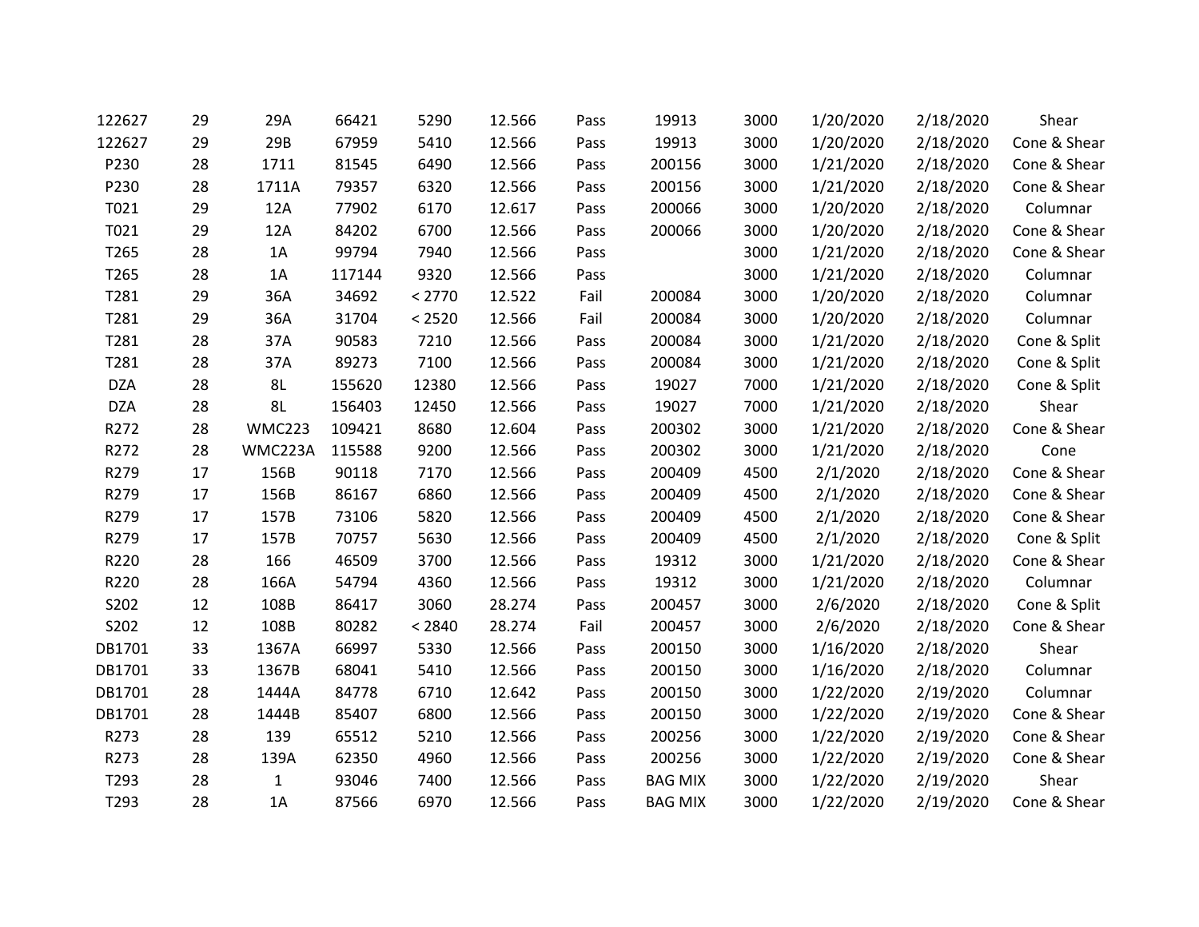| | | | | | | | | | | | |
|---|---|---|---|---|---|---|---|---|---|---|---|
| 122627 | 29 | 29A | 66421 | 5290 | 12.566 | Pass | 19913 | 3000 | 1/20/2020 | 2/18/2020 | Shear |
| 122627 | 29 | 29B | 67959 | 5410 | 12.566 | Pass | 19913 | 3000 | 1/20/2020 | 2/18/2020 | Cone & Shear |
| P230 | 28 | 1711 | 81545 | 6490 | 12.566 | Pass | 200156 | 3000 | 1/21/2020 | 2/18/2020 | Cone & Shear |
| P230 | 28 | 1711A | 79357 | 6320 | 12.566 | Pass | 200156 | 3000 | 1/21/2020 | 2/18/2020 | Cone & Shear |
| T021 | 29 | 12A | 77902 | 6170 | 12.617 | Pass | 200066 | 3000 | 1/20/2020 | 2/18/2020 | Columnar |
| T021 | 29 | 12A | 84202 | 6700 | 12.566 | Pass | 200066 | 3000 | 1/20/2020 | 2/18/2020 | Cone & Shear |
| T265 | 28 | 1A | 99794 | 7940 | 12.566 | Pass | | 3000 | 1/21/2020 | 2/18/2020 | Cone & Shear |
| T265 | 28 | 1A | 117144 | 9320 | 12.566 | Pass | | 3000 | 1/21/2020 | 2/18/2020 | Columnar |
| T281 | 29 | 36A | 34692 | < 2770 | 12.522 | Fail | 200084 | 3000 | 1/20/2020 | 2/18/2020 | Columnar |
| T281 | 29 | 36A | 31704 | < 2520 | 12.566 | Fail | 200084 | 3000 | 1/20/2020 | 2/18/2020 | Columnar |
| T281 | 28 | 37A | 90583 | 7210 | 12.566 | Pass | 200084 | 3000 | 1/21/2020 | 2/18/2020 | Cone & Split |
| T281 | 28 | 37A | 89273 | 7100 | 12.566 | Pass | 200084 | 3000 | 1/21/2020 | 2/18/2020 | Cone & Split |
| DZA | 28 | 8L | 155620 | 12380 | 12.566 | Pass | 19027 | 7000 | 1/21/2020 | 2/18/2020 | Cone & Split |
| DZA | 28 | 8L | 156403 | 12450 | 12.566 | Pass | 19027 | 7000 | 1/21/2020 | 2/18/2020 | Shear |
| R272 | 28 | WMC223 | 109421 | 8680 | 12.604 | Pass | 200302 | 3000 | 1/21/2020 | 2/18/2020 | Cone & Shear |
| R272 | 28 | WMC223A | 115588 | 9200 | 12.566 | Pass | 200302 | 3000 | 1/21/2020 | 2/18/2020 | Cone |
| R279 | 17 | 156B | 90118 | 7170 | 12.566 | Pass | 200409 | 4500 | 2/1/2020 | 2/18/2020 | Cone & Shear |
| R279 | 17 | 156B | 86167 | 6860 | 12.566 | Pass | 200409 | 4500 | 2/1/2020 | 2/18/2020 | Cone & Shear |
| R279 | 17 | 157B | 73106 | 5820 | 12.566 | Pass | 200409 | 4500 | 2/1/2020 | 2/18/2020 | Cone & Shear |
| R279 | 17 | 157B | 70757 | 5630 | 12.566 | Pass | 200409 | 4500 | 2/1/2020 | 2/18/2020 | Cone & Split |
| R220 | 28 | 166 | 46509 | 3700 | 12.566 | Pass | 19312 | 3000 | 1/21/2020 | 2/18/2020 | Cone & Shear |
| R220 | 28 | 166A | 54794 | 4360 | 12.566 | Pass | 19312 | 3000 | 1/21/2020 | 2/18/2020 | Columnar |
| S202 | 12 | 108B | 86417 | 3060 | 28.274 | Pass | 200457 | 3000 | 2/6/2020 | 2/18/2020 | Cone & Split |
| S202 | 12 | 108B | 80282 | < 2840 | 28.274 | Fail | 200457 | 3000 | 2/6/2020 | 2/18/2020 | Cone & Shear |
| DB1701 | 33 | 1367A | 66997 | 5330 | 12.566 | Pass | 200150 | 3000 | 1/16/2020 | 2/18/2020 | Shear |
| DB1701 | 33 | 1367B | 68041 | 5410 | 12.566 | Pass | 200150 | 3000 | 1/16/2020 | 2/18/2020 | Columnar |
| DB1701 | 28 | 1444A | 84778 | 6710 | 12.642 | Pass | 200150 | 3000 | 1/22/2020 | 2/19/2020 | Columnar |
| DB1701 | 28 | 1444B | 85407 | 6800 | 12.566 | Pass | 200150 | 3000 | 1/22/2020 | 2/19/2020 | Cone & Shear |
| R273 | 28 | 139 | 65512 | 5210 | 12.566 | Pass | 200256 | 3000 | 1/22/2020 | 2/19/2020 | Cone & Shear |
| R273 | 28 | 139A | 62350 | 4960 | 12.566 | Pass | 200256 | 3000 | 1/22/2020 | 2/19/2020 | Cone & Shear |
| T293 | 28 | 1 | 93046 | 7400 | 12.566 | Pass | BAG MIX | 3000 | 1/22/2020 | 2/19/2020 | Shear |
| T293 | 28 | 1A | 87566 | 6970 | 12.566 | Pass | BAG MIX | 3000 | 1/22/2020 | 2/19/2020 | Cone & Shear |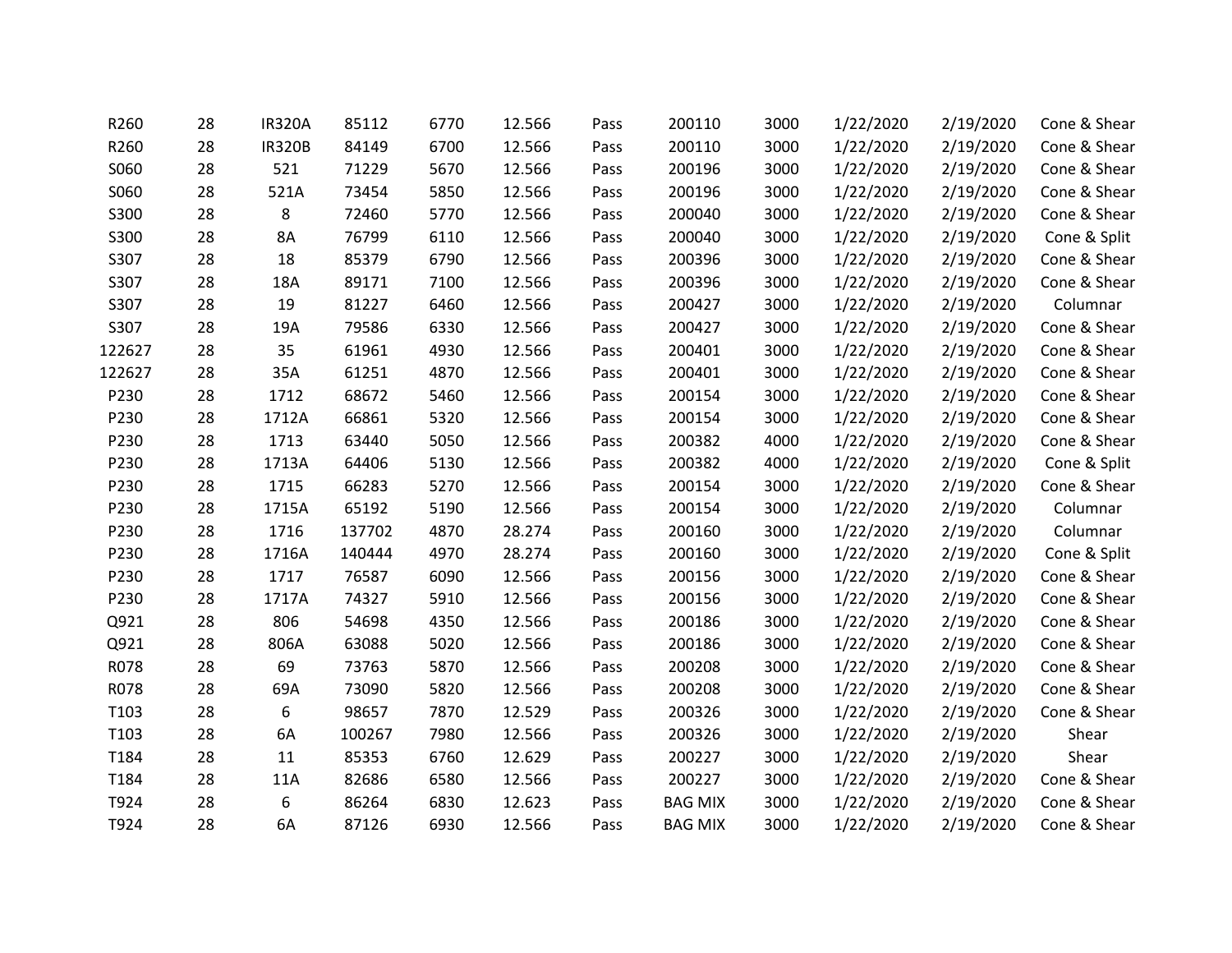| | | | | | | | | | | | |
|---|---|---|---|---|---|---|---|---|---|---|---|
| R260 | 28 | IR320A | 85112 | 6770 | 12.566 | Pass | 200110 | 3000 | 1/22/2020 | 2/19/2020 | Cone & Shear |
| R260 | 28 | IR320B | 84149 | 6700 | 12.566 | Pass | 200110 | 3000 | 1/22/2020 | 2/19/2020 | Cone & Shear |
| S060 | 28 | 521 | 71229 | 5670 | 12.566 | Pass | 200196 | 3000 | 1/22/2020 | 2/19/2020 | Cone & Shear |
| S060 | 28 | 521A | 73454 | 5850 | 12.566 | Pass | 200196 | 3000 | 1/22/2020 | 2/19/2020 | Cone & Shear |
| S300 | 28 | 8 | 72460 | 5770 | 12.566 | Pass | 200040 | 3000 | 1/22/2020 | 2/19/2020 | Cone & Shear |
| S300 | 28 | 8A | 76799 | 6110 | 12.566 | Pass | 200040 | 3000 | 1/22/2020 | 2/19/2020 | Cone & Split |
| S307 | 28 | 18 | 85379 | 6790 | 12.566 | Pass | 200396 | 3000 | 1/22/2020 | 2/19/2020 | Cone & Shear |
| S307 | 28 | 18A | 89171 | 7100 | 12.566 | Pass | 200396 | 3000 | 1/22/2020 | 2/19/2020 | Cone & Shear |
| S307 | 28 | 19 | 81227 | 6460 | 12.566 | Pass | 200427 | 3000 | 1/22/2020 | 2/19/2020 | Columnar |
| S307 | 28 | 19A | 79586 | 6330 | 12.566 | Pass | 200427 | 3000 | 1/22/2020 | 2/19/2020 | Cone & Shear |
| 122627 | 28 | 35 | 61961 | 4930 | 12.566 | Pass | 200401 | 3000 | 1/22/2020 | 2/19/2020 | Cone & Shear |
| 122627 | 28 | 35A | 61251 | 4870 | 12.566 | Pass | 200401 | 3000 | 1/22/2020 | 2/19/2020 | Cone & Shear |
| P230 | 28 | 1712 | 68672 | 5460 | 12.566 | Pass | 200154 | 3000 | 1/22/2020 | 2/19/2020 | Cone & Shear |
| P230 | 28 | 1712A | 66861 | 5320 | 12.566 | Pass | 200154 | 3000 | 1/22/2020 | 2/19/2020 | Cone & Shear |
| P230 | 28 | 1713 | 63440 | 5050 | 12.566 | Pass | 200382 | 4000 | 1/22/2020 | 2/19/2020 | Cone & Shear |
| P230 | 28 | 1713A | 64406 | 5130 | 12.566 | Pass | 200382 | 4000 | 1/22/2020 | 2/19/2020 | Cone & Split |
| P230 | 28 | 1715 | 66283 | 5270 | 12.566 | Pass | 200154 | 3000 | 1/22/2020 | 2/19/2020 | Cone & Shear |
| P230 | 28 | 1715A | 65192 | 5190 | 12.566 | Pass | 200154 | 3000 | 1/22/2020 | 2/19/2020 | Columnar |
| P230 | 28 | 1716 | 137702 | 4870 | 28.274 | Pass | 200160 | 3000 | 1/22/2020 | 2/19/2020 | Columnar |
| P230 | 28 | 1716A | 140444 | 4970 | 28.274 | Pass | 200160 | 3000 | 1/22/2020 | 2/19/2020 | Cone & Split |
| P230 | 28 | 1717 | 76587 | 6090 | 12.566 | Pass | 200156 | 3000 | 1/22/2020 | 2/19/2020 | Cone & Shear |
| P230 | 28 | 1717A | 74327 | 5910 | 12.566 | Pass | 200156 | 3000 | 1/22/2020 | 2/19/2020 | Cone & Shear |
| Q921 | 28 | 806 | 54698 | 4350 | 12.566 | Pass | 200186 | 3000 | 1/22/2020 | 2/19/2020 | Cone & Shear |
| Q921 | 28 | 806A | 63088 | 5020 | 12.566 | Pass | 200186 | 3000 | 1/22/2020 | 2/19/2020 | Cone & Shear |
| R078 | 28 | 69 | 73763 | 5870 | 12.566 | Pass | 200208 | 3000 | 1/22/2020 | 2/19/2020 | Cone & Shear |
| R078 | 28 | 69A | 73090 | 5820 | 12.566 | Pass | 200208 | 3000 | 1/22/2020 | 2/19/2020 | Cone & Shear |
| T103 | 28 | 6 | 98657 | 7870 | 12.529 | Pass | 200326 | 3000 | 1/22/2020 | 2/19/2020 | Cone & Shear |
| T103 | 28 | 6A | 100267 | 7980 | 12.566 | Pass | 200326 | 3000 | 1/22/2020 | 2/19/2020 | Shear |
| T184 | 28 | 11 | 85353 | 6760 | 12.629 | Pass | 200227 | 3000 | 1/22/2020 | 2/19/2020 | Shear |
| T184 | 28 | 11A | 82686 | 6580 | 12.566 | Pass | 200227 | 3000 | 1/22/2020 | 2/19/2020 | Cone & Shear |
| T924 | 28 | 6 | 86264 | 6830 | 12.623 | Pass | BAG MIX | 3000 | 1/22/2020 | 2/19/2020 | Cone & Shear |
| T924 | 28 | 6A | 87126 | 6930 | 12.566 | Pass | BAG MIX | 3000 | 1/22/2020 | 2/19/2020 | Cone & Shear |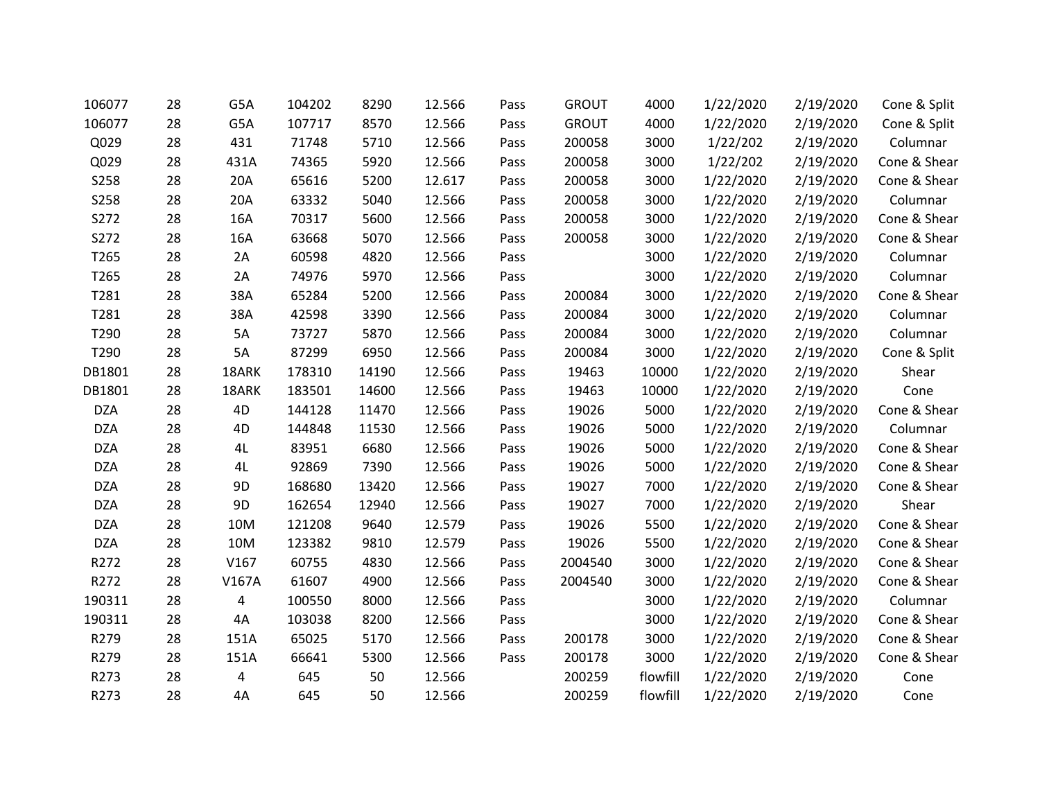| | | | | | | | | | | | |
|---|---|---|---|---|---|---|---|---|---|---|---|
| 106077 | 28 | G5A | 104202 | 8290 | 12.566 | Pass | GROUT | 4000 | 1/22/2020 | 2/19/2020 | Cone & Split |
| 106077 | 28 | G5A | 107717 | 8570 | 12.566 | Pass | GROUT | 4000 | 1/22/2020 | 2/19/2020 | Cone & Split |
| Q029 | 28 | 431 | 71748 | 5710 | 12.566 | Pass | 200058 | 3000 | 1/22/202 | 2/19/2020 | Columnar |
| Q029 | 28 | 431A | 74365 | 5920 | 12.566 | Pass | 200058 | 3000 | 1/22/202 | 2/19/2020 | Cone & Shear |
| S258 | 28 | 20A | 65616 | 5200 | 12.617 | Pass | 200058 | 3000 | 1/22/2020 | 2/19/2020 | Cone & Shear |
| S258 | 28 | 20A | 63332 | 5040 | 12.566 | Pass | 200058 | 3000 | 1/22/2020 | 2/19/2020 | Columnar |
| S272 | 28 | 16A | 70317 | 5600 | 12.566 | Pass | 200058 | 3000 | 1/22/2020 | 2/19/2020 | Cone & Shear |
| S272 | 28 | 16A | 63668 | 5070 | 12.566 | Pass | 200058 | 3000 | 1/22/2020 | 2/19/2020 | Cone & Shear |
| T265 | 28 | 2A | 60598 | 4820 | 12.566 | Pass | | 3000 | 1/22/2020 | 2/19/2020 | Columnar |
| T265 | 28 | 2A | 74976 | 5970 | 12.566 | Pass | | 3000 | 1/22/2020 | 2/19/2020 | Columnar |
| T281 | 28 | 38A | 65284 | 5200 | 12.566 | Pass | 200084 | 3000 | 1/22/2020 | 2/19/2020 | Cone & Shear |
| T281 | 28 | 38A | 42598 | 3390 | 12.566 | Pass | 200084 | 3000 | 1/22/2020 | 2/19/2020 | Columnar |
| T290 | 28 | 5A | 73727 | 5870 | 12.566 | Pass | 200084 | 3000 | 1/22/2020 | 2/19/2020 | Columnar |
| T290 | 28 | 5A | 87299 | 6950 | 12.566 | Pass | 200084 | 3000 | 1/22/2020 | 2/19/2020 | Cone & Split |
| DB1801 | 28 | 18ARK | 178310 | 14190 | 12.566 | Pass | 19463 | 10000 | 1/22/2020 | 2/19/2020 | Shear |
| DB1801 | 28 | 18ARK | 183501 | 14600 | 12.566 | Pass | 19463 | 10000 | 1/22/2020 | 2/19/2020 | Cone |
| DZA | 28 | 4D | 144128 | 11470 | 12.566 | Pass | 19026 | 5000 | 1/22/2020 | 2/19/2020 | Cone & Shear |
| DZA | 28 | 4D | 144848 | 11530 | 12.566 | Pass | 19026 | 5000 | 1/22/2020 | 2/19/2020 | Columnar |
| DZA | 28 | 4L | 83951 | 6680 | 12.566 | Pass | 19026 | 5000 | 1/22/2020 | 2/19/2020 | Cone & Shear |
| DZA | 28 | 4L | 92869 | 7390 | 12.566 | Pass | 19026 | 5000 | 1/22/2020 | 2/19/2020 | Cone & Shear |
| DZA | 28 | 9D | 168680 | 13420 | 12.566 | Pass | 19027 | 7000 | 1/22/2020 | 2/19/2020 | Cone & Shear |
| DZA | 28 | 9D | 162654 | 12940 | 12.566 | Pass | 19027 | 7000 | 1/22/2020 | 2/19/2020 | Shear |
| DZA | 28 | 10M | 121208 | 9640 | 12.579 | Pass | 19026 | 5500 | 1/22/2020 | 2/19/2020 | Cone & Shear |
| DZA | 28 | 10M | 123382 | 9810 | 12.579 | Pass | 19026 | 5500 | 1/22/2020 | 2/19/2020 | Cone & Shear |
| R272 | 28 | V167 | 60755 | 4830 | 12.566 | Pass | 2004540 | 3000 | 1/22/2020 | 2/19/2020 | Cone & Shear |
| R272 | 28 | V167A | 61607 | 4900 | 12.566 | Pass | 2004540 | 3000 | 1/22/2020 | 2/19/2020 | Cone & Shear |
| 190311 | 28 | 4 | 100550 | 8000 | 12.566 | Pass | | 3000 | 1/22/2020 | 2/19/2020 | Columnar |
| 190311 | 28 | 4A | 103038 | 8200 | 12.566 | Pass | | 3000 | 1/22/2020 | 2/19/2020 | Cone & Shear |
| R279 | 28 | 151A | 65025 | 5170 | 12.566 | Pass | 200178 | 3000 | 1/22/2020 | 2/19/2020 | Cone & Shear |
| R279 | 28 | 151A | 66641 | 5300 | 12.566 | Pass | 200178 | 3000 | 1/22/2020 | 2/19/2020 | Cone & Shear |
| R273 | 28 | 4 | 645 | 50 | 12.566 | | 200259 | flowfill | 1/22/2020 | 2/19/2020 | Cone |
| R273 | 28 | 4A | 645 | 50 | 12.566 | | 200259 | flowfill | 1/22/2020 | 2/19/2020 | Cone |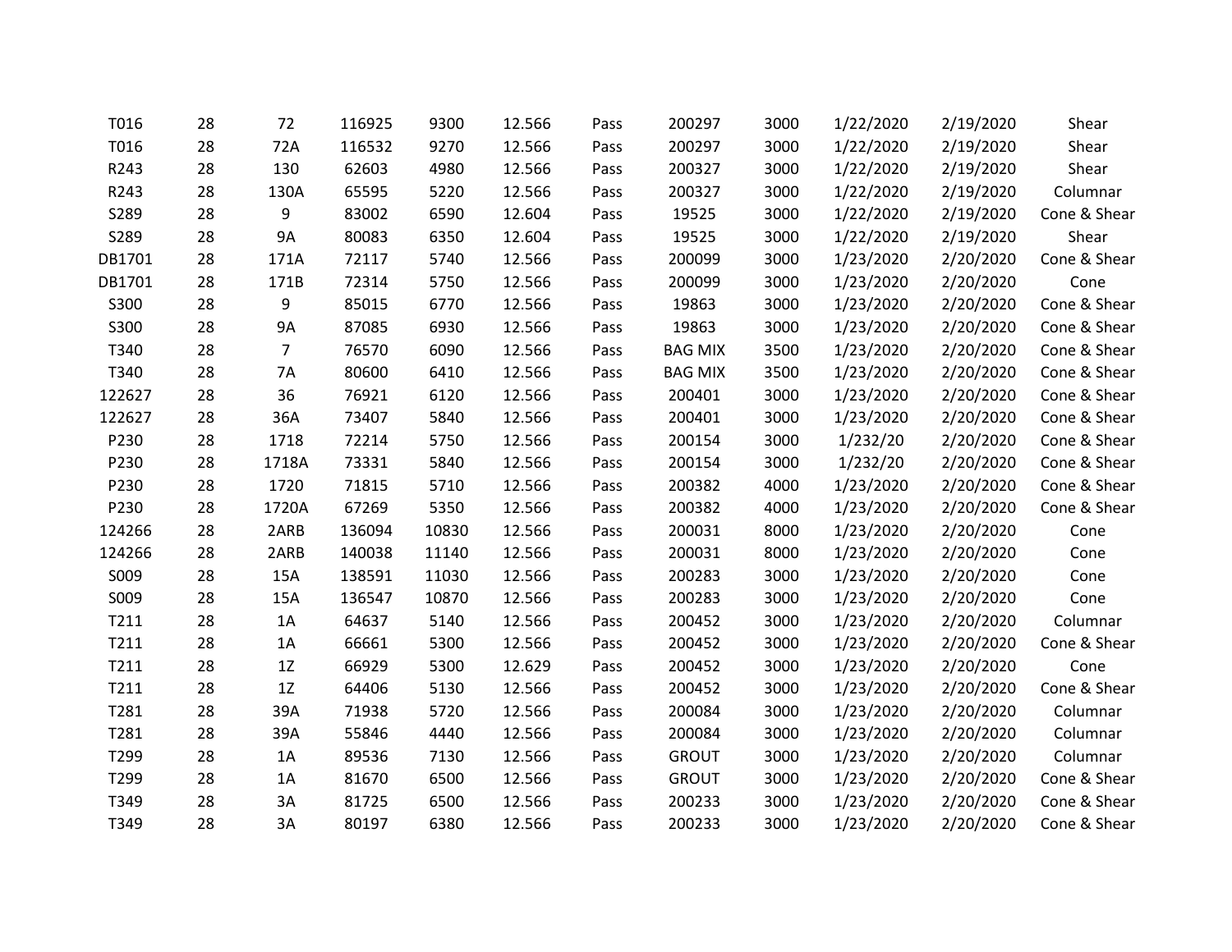| | | | | | | | | | | | |
|---|---|---|---|---|---|---|---|---|---|---|---|
| T016 | 28 | 72 | 116925 | 9300 | 12.566 | Pass | 200297 | 3000 | 1/22/2020 | 2/19/2020 | Shear |
| T016 | 28 | 72A | 116532 | 9270 | 12.566 | Pass | 200297 | 3000 | 1/22/2020 | 2/19/2020 | Shear |
| R243 | 28 | 130 | 62603 | 4980 | 12.566 | Pass | 200327 | 3000 | 1/22/2020 | 2/19/2020 | Shear |
| R243 | 28 | 130A | 65595 | 5220 | 12.566 | Pass | 200327 | 3000 | 1/22/2020 | 2/19/2020 | Columnar |
| S289 | 28 | 9 | 83002 | 6590 | 12.604 | Pass | 19525 | 3000 | 1/22/2020 | 2/19/2020 | Cone & Shear |
| S289 | 28 | 9A | 80083 | 6350 | 12.604 | Pass | 19525 | 3000 | 1/22/2020 | 2/19/2020 | Shear |
| DB1701 | 28 | 171A | 72117 | 5740 | 12.566 | Pass | 200099 | 3000 | 1/23/2020 | 2/20/2020 | Cone & Shear |
| DB1701 | 28 | 171B | 72314 | 5750 | 12.566 | Pass | 200099 | 3000 | 1/23/2020 | 2/20/2020 | Cone |
| S300 | 28 | 9 | 85015 | 6770 | 12.566 | Pass | 19863 | 3000 | 1/23/2020 | 2/20/2020 | Cone & Shear |
| S300 | 28 | 9A | 87085 | 6930 | 12.566 | Pass | 19863 | 3000 | 1/23/2020 | 2/20/2020 | Cone & Shear |
| T340 | 28 | 7 | 76570 | 6090 | 12.566 | Pass | BAG MIX | 3500 | 1/23/2020 | 2/20/2020 | Cone & Shear |
| T340 | 28 | 7A | 80600 | 6410 | 12.566 | Pass | BAG MIX | 3500 | 1/23/2020 | 2/20/2020 | Cone & Shear |
| 122627 | 28 | 36 | 76921 | 6120 | 12.566 | Pass | 200401 | 3000 | 1/23/2020 | 2/20/2020 | Cone & Shear |
| 122627 | 28 | 36A | 73407 | 5840 | 12.566 | Pass | 200401 | 3000 | 1/23/2020 | 2/20/2020 | Cone & Shear |
| P230 | 28 | 1718 | 72214 | 5750 | 12.566 | Pass | 200154 | 3000 | 1/232/20 | 2/20/2020 | Cone & Shear |
| P230 | 28 | 1718A | 73331 | 5840 | 12.566 | Pass | 200154 | 3000 | 1/232/20 | 2/20/2020 | Cone & Shear |
| P230 | 28 | 1720 | 71815 | 5710 | 12.566 | Pass | 200382 | 4000 | 1/23/2020 | 2/20/2020 | Cone & Shear |
| P230 | 28 | 1720A | 67269 | 5350 | 12.566 | Pass | 200382 | 4000 | 1/23/2020 | 2/20/2020 | Cone & Shear |
| 124266 | 28 | 2ARB | 136094 | 10830 | 12.566 | Pass | 200031 | 8000 | 1/23/2020 | 2/20/2020 | Cone |
| 124266 | 28 | 2ARB | 140038 | 11140 | 12.566 | Pass | 200031 | 8000 | 1/23/2020 | 2/20/2020 | Cone |
| S009 | 28 | 15A | 138591 | 11030 | 12.566 | Pass | 200283 | 3000 | 1/23/2020 | 2/20/2020 | Cone |
| S009 | 28 | 15A | 136547 | 10870 | 12.566 | Pass | 200283 | 3000 | 1/23/2020 | 2/20/2020 | Cone |
| T211 | 28 | 1A | 64637 | 5140 | 12.566 | Pass | 200452 | 3000 | 1/23/2020 | 2/20/2020 | Columnar |
| T211 | 28 | 1A | 66661 | 5300 | 12.566 | Pass | 200452 | 3000 | 1/23/2020 | 2/20/2020 | Cone & Shear |
| T211 | 28 | 1Z | 66929 | 5300 | 12.629 | Pass | 200452 | 3000 | 1/23/2020 | 2/20/2020 | Cone |
| T211 | 28 | 1Z | 64406 | 5130 | 12.566 | Pass | 200452 | 3000 | 1/23/2020 | 2/20/2020 | Cone & Shear |
| T281 | 28 | 39A | 71938 | 5720 | 12.566 | Pass | 200084 | 3000 | 1/23/2020 | 2/20/2020 | Columnar |
| T281 | 28 | 39A | 55846 | 4440 | 12.566 | Pass | 200084 | 3000 | 1/23/2020 | 2/20/2020 | Columnar |
| T299 | 28 | 1A | 89536 | 7130 | 12.566 | Pass | GROUT | 3000 | 1/23/2020 | 2/20/2020 | Columnar |
| T299 | 28 | 1A | 81670 | 6500 | 12.566 | Pass | GROUT | 3000 | 1/23/2020 | 2/20/2020 | Cone & Shear |
| T349 | 28 | 3A | 81725 | 6500 | 12.566 | Pass | 200233 | 3000 | 1/23/2020 | 2/20/2020 | Cone & Shear |
| T349 | 28 | 3A | 80197 | 6380 | 12.566 | Pass | 200233 | 3000 | 1/23/2020 | 2/20/2020 | Cone & Shear |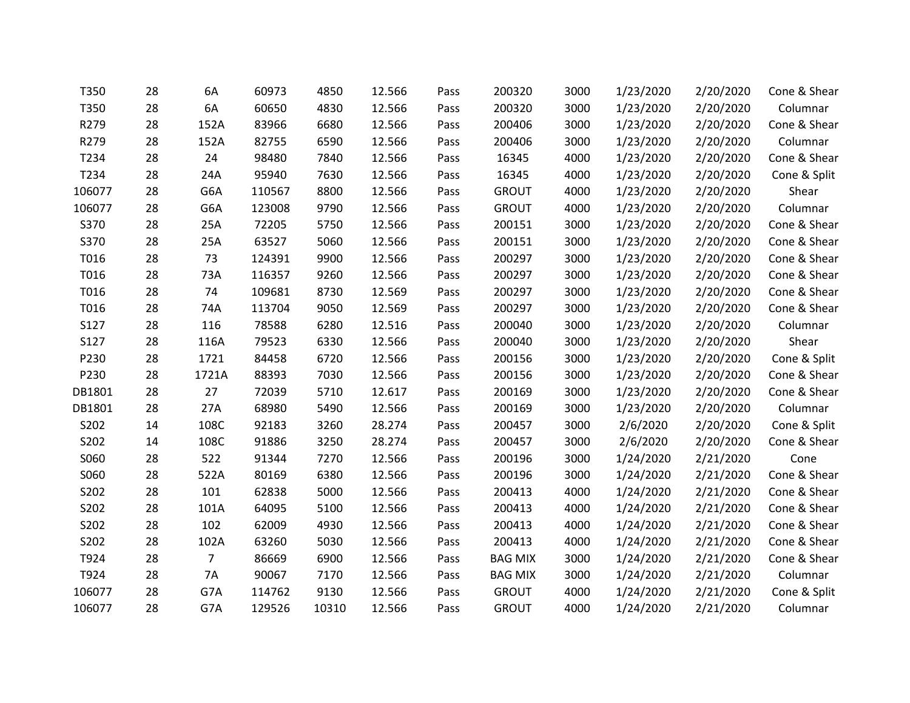| | | | | | | | | | | | |
|---|---|---|---|---|---|---|---|---|---|---|---|
| T350 | 28 | 6A | 60973 | 4850 | 12.566 | Pass | 200320 | 3000 | 1/23/2020 | 2/20/2020 | Cone & Shear |
| T350 | 28 | 6A | 60650 | 4830 | 12.566 | Pass | 200320 | 3000 | 1/23/2020 | 2/20/2020 | Columnar |
| R279 | 28 | 152A | 83966 | 6680 | 12.566 | Pass | 200406 | 3000 | 1/23/2020 | 2/20/2020 | Cone & Shear |
| R279 | 28 | 152A | 82755 | 6590 | 12.566 | Pass | 200406 | 3000 | 1/23/2020 | 2/20/2020 | Columnar |
| T234 | 28 | 24 | 98480 | 7840 | 12.566 | Pass | 16345 | 4000 | 1/23/2020 | 2/20/2020 | Cone & Shear |
| T234 | 28 | 24A | 95940 | 7630 | 12.566 | Pass | 16345 | 4000 | 1/23/2020 | 2/20/2020 | Cone & Split |
| 106077 | 28 | G6A | 110567 | 8800 | 12.566 | Pass | GROUT | 4000 | 1/23/2020 | 2/20/2020 | Shear |
| 106077 | 28 | G6A | 123008 | 9790 | 12.566 | Pass | GROUT | 4000 | 1/23/2020 | 2/20/2020 | Columnar |
| S370 | 28 | 25A | 72205 | 5750 | 12.566 | Pass | 200151 | 3000 | 1/23/2020 | 2/20/2020 | Cone & Shear |
| S370 | 28 | 25A | 63527 | 5060 | 12.566 | Pass | 200151 | 3000 | 1/23/2020 | 2/20/2020 | Cone & Shear |
| T016 | 28 | 73 | 124391 | 9900 | 12.566 | Pass | 200297 | 3000 | 1/23/2020 | 2/20/2020 | Cone & Shear |
| T016 | 28 | 73A | 116357 | 9260 | 12.566 | Pass | 200297 | 3000 | 1/23/2020 | 2/20/2020 | Cone & Shear |
| T016 | 28 | 74 | 109681 | 8730 | 12.569 | Pass | 200297 | 3000 | 1/23/2020 | 2/20/2020 | Cone & Shear |
| T016 | 28 | 74A | 113704 | 9050 | 12.569 | Pass | 200297 | 3000 | 1/23/2020 | 2/20/2020 | Cone & Shear |
| S127 | 28 | 116 | 78588 | 6280 | 12.516 | Pass | 200040 | 3000 | 1/23/2020 | 2/20/2020 | Columnar |
| S127 | 28 | 116A | 79523 | 6330 | 12.566 | Pass | 200040 | 3000 | 1/23/2020 | 2/20/2020 | Shear |
| P230 | 28 | 1721 | 84458 | 6720 | 12.566 | Pass | 200156 | 3000 | 1/23/2020 | 2/20/2020 | Cone & Split |
| P230 | 28 | 1721A | 88393 | 7030 | 12.566 | Pass | 200156 | 3000 | 1/23/2020 | 2/20/2020 | Cone & Shear |
| DB1801 | 28 | 27 | 72039 | 5710 | 12.617 | Pass | 200169 | 3000 | 1/23/2020 | 2/20/2020 | Cone & Shear |
| DB1801 | 28 | 27A | 68980 | 5490 | 12.566 | Pass | 200169 | 3000 | 1/23/2020 | 2/20/2020 | Columnar |
| S202 | 14 | 108C | 92183 | 3260 | 28.274 | Pass | 200457 | 3000 | 2/6/2020 | 2/20/2020 | Cone & Split |
| S202 | 14 | 108C | 91886 | 3250 | 28.274 | Pass | 200457 | 3000 | 2/6/2020 | 2/20/2020 | Cone & Shear |
| S060 | 28 | 522 | 91344 | 7270 | 12.566 | Pass | 200196 | 3000 | 1/24/2020 | 2/21/2020 | Cone |
| S060 | 28 | 522A | 80169 | 6380 | 12.566 | Pass | 200196 | 3000 | 1/24/2020 | 2/21/2020 | Cone & Shear |
| S202 | 28 | 101 | 62838 | 5000 | 12.566 | Pass | 200413 | 4000 | 1/24/2020 | 2/21/2020 | Cone & Shear |
| S202 | 28 | 101A | 64095 | 5100 | 12.566 | Pass | 200413 | 4000 | 1/24/2020 | 2/21/2020 | Cone & Shear |
| S202 | 28 | 102 | 62009 | 4930 | 12.566 | Pass | 200413 | 4000 | 1/24/2020 | 2/21/2020 | Cone & Shear |
| S202 | 28 | 102A | 63260 | 5030 | 12.566 | Pass | 200413 | 4000 | 1/24/2020 | 2/21/2020 | Cone & Shear |
| T924 | 28 | 7 | 86669 | 6900 | 12.566 | Pass | BAG MIX | 3000 | 1/24/2020 | 2/21/2020 | Cone & Shear |
| T924 | 28 | 7A | 90067 | 7170 | 12.566 | Pass | BAG MIX | 3000 | 1/24/2020 | 2/21/2020 | Columnar |
| 106077 | 28 | G7A | 114762 | 9130 | 12.566 | Pass | GROUT | 4000 | 1/24/2020 | 2/21/2020 | Cone & Split |
| 106077 | 28 | G7A | 129526 | 10310 | 12.566 | Pass | GROUT | 4000 | 1/24/2020 | 2/21/2020 | Columnar |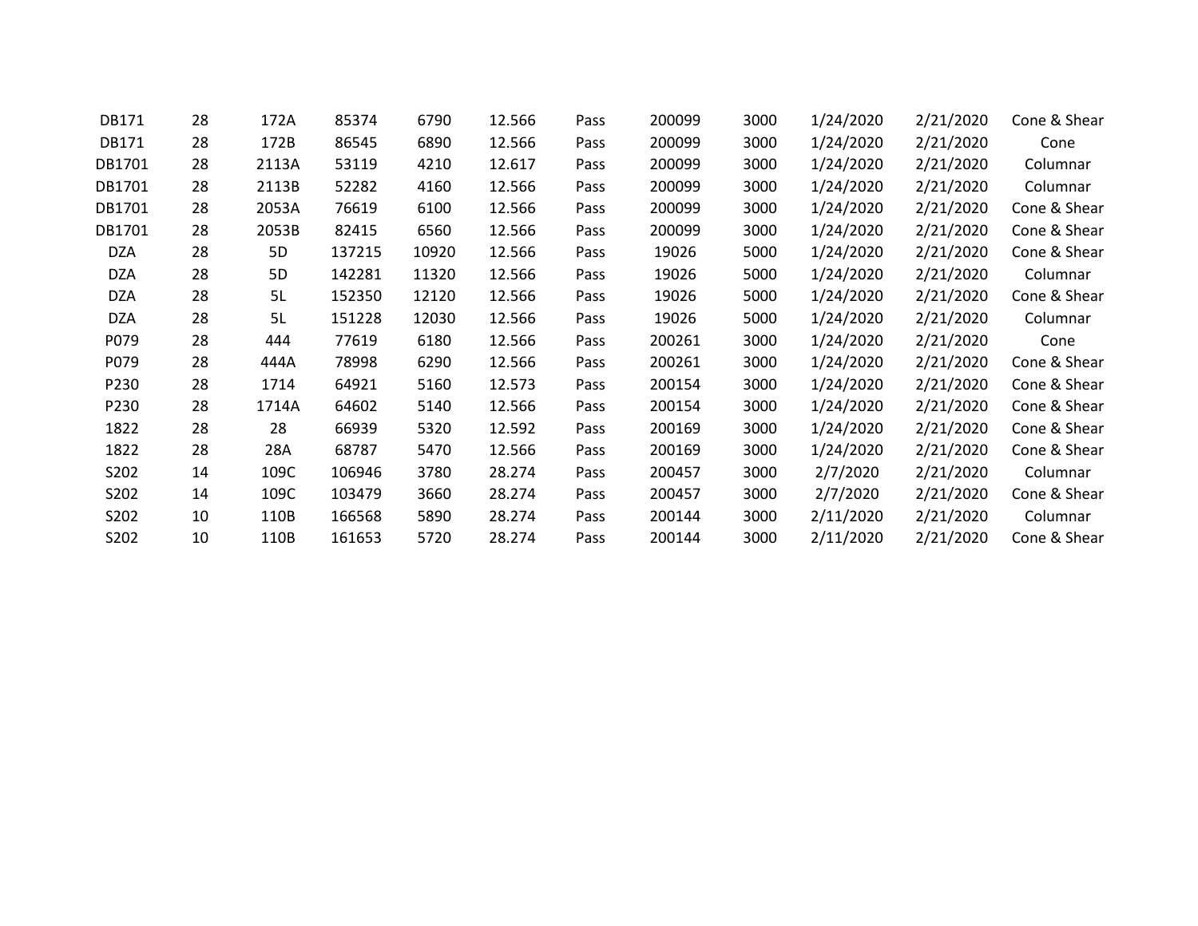| | | | | | | | | | | | |
|---|---|---|---|---|---|---|---|---|---|---|---|
| DB171 | 28 | 172A | 85374 | 6790 | 12.566 | Pass | 200099 | 3000 | 1/24/2020 | 2/21/2020 | Cone & Shear |
| DB171 | 28 | 172B | 86545 | 6890 | 12.566 | Pass | 200099 | 3000 | 1/24/2020 | 2/21/2020 | Cone |
| DB1701 | 28 | 2113A | 53119 | 4210 | 12.617 | Pass | 200099 | 3000 | 1/24/2020 | 2/21/2020 | Columnar |
| DB1701 | 28 | 2113B | 52282 | 4160 | 12.566 | Pass | 200099 | 3000 | 1/24/2020 | 2/21/2020 | Columnar |
| DB1701 | 28 | 2053A | 76619 | 6100 | 12.566 | Pass | 200099 | 3000 | 1/24/2020 | 2/21/2020 | Cone & Shear |
| DB1701 | 28 | 2053B | 82415 | 6560 | 12.566 | Pass | 200099 | 3000 | 1/24/2020 | 2/21/2020 | Cone & Shear |
| DZA | 28 | 5D | 137215 | 10920 | 12.566 | Pass | 19026 | 5000 | 1/24/2020 | 2/21/2020 | Cone & Shear |
| DZA | 28 | 5D | 142281 | 11320 | 12.566 | Pass | 19026 | 5000 | 1/24/2020 | 2/21/2020 | Columnar |
| DZA | 28 | 5L | 152350 | 12120 | 12.566 | Pass | 19026 | 5000 | 1/24/2020 | 2/21/2020 | Cone & Shear |
| DZA | 28 | 5L | 151228 | 12030 | 12.566 | Pass | 19026 | 5000 | 1/24/2020 | 2/21/2020 | Columnar |
| P079 | 28 | 444 | 77619 | 6180 | 12.566 | Pass | 200261 | 3000 | 1/24/2020 | 2/21/2020 | Cone |
| P079 | 28 | 444A | 78998 | 6290 | 12.566 | Pass | 200261 | 3000 | 1/24/2020 | 2/21/2020 | Cone & Shear |
| P230 | 28 | 1714 | 64921 | 5160 | 12.573 | Pass | 200154 | 3000 | 1/24/2020 | 2/21/2020 | Cone & Shear |
| P230 | 28 | 1714A | 64602 | 5140 | 12.566 | Pass | 200154 | 3000 | 1/24/2020 | 2/21/2020 | Cone & Shear |
| 1822 | 28 | 28 | 66939 | 5320 | 12.592 | Pass | 200169 | 3000 | 1/24/2020 | 2/21/2020 | Cone & Shear |
| 1822 | 28 | 28A | 68787 | 5470 | 12.566 | Pass | 200169 | 3000 | 1/24/2020 | 2/21/2020 | Cone & Shear |
| S202 | 14 | 109C | 106946 | 3780 | 28.274 | Pass | 200457 | 3000 | 2/7/2020 | 2/21/2020 | Columnar |
| S202 | 14 | 109C | 103479 | 3660 | 28.274 | Pass | 200457 | 3000 | 2/7/2020 | 2/21/2020 | Cone & Shear |
| S202 | 10 | 110B | 166568 | 5890 | 28.274 | Pass | 200144 | 3000 | 2/11/2020 | 2/21/2020 | Columnar |
| S202 | 10 | 110B | 161653 | 5720 | 28.274 | Pass | 200144 | 3000 | 2/11/2020 | 2/21/2020 | Cone & Shear |